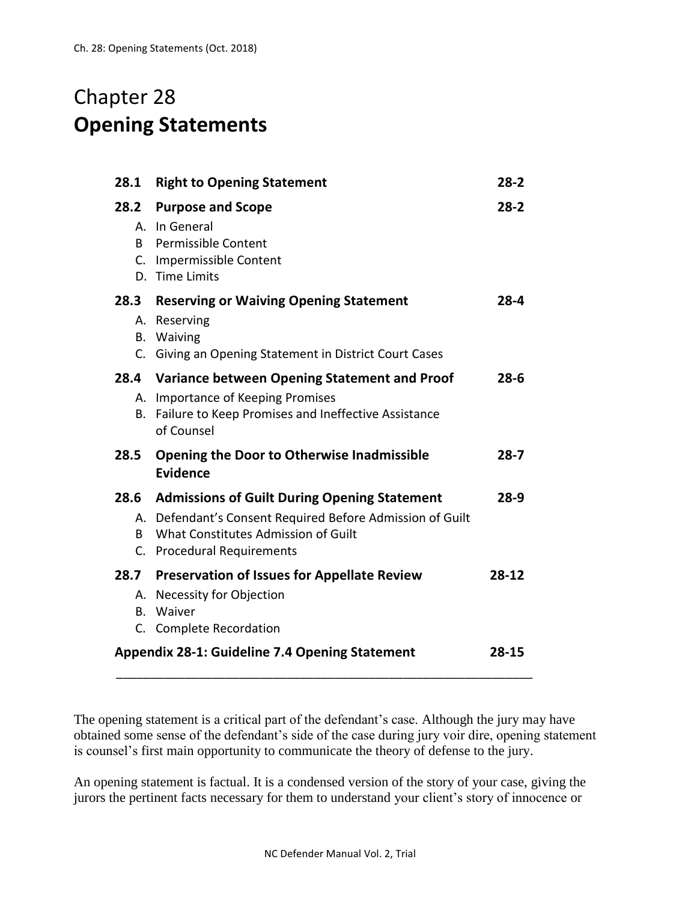# Chapter 28
# **Opening Statements**

| | | |
|---|---|---|
| **28.1** | **Right to Opening Statement** | **28-2** |
| **28.2** | **Purpose and Scope** | **28-2** |
| A. | In General | |
| B | Permissible Content | |
| C. | Impermissible Content | |
| D. | Time Limits | |
| **28.3** | **Reserving or Waiving Opening Statement** | **28-4** |
| A. | Reserving | |
| B. | Waiving | |
| C. | Giving an Opening Statement in District Court Cases | |
| **28.4** | **Variance between Opening Statement and Proof** | **28-6** |
| A. | Importance of Keeping Promises | |
| B. | Failure to Keep Promises and Ineffective Assistance of Counsel | |
| **28.5** | **Opening the Door to Otherwise Inadmissible Evidence** | **28-7** |
| **28.6** | **Admissions of Guilt During Opening Statement** | **28-9** |
| A. | Defendant's Consent Required Before Admission of Guilt | |
| B | What Constitutes Admission of Guilt | |
| C. | Procedural Requirements | |
| **28.7** | **Preservation of Issues for Appellate Review** | **28-12** |
| A. | Necessity for Objection | |
| B. | Waiver | |
| C. | Complete Recordation | |
| | **Appendix 28-1: Guideline 7.4 Opening Statement** | **28-15** |

---

The opening statement is a critical part of the defendant's case. Although the jury may have obtained some sense of the defendant's side of the case during jury voir dire, opening statement is counsel's first main opportunity to communicate the theory of defense to the jury.

An opening statement is factual. It is a condensed version of the story of your case, giving the jurors the pertinent facts necessary for them to understand your client's story of innocence or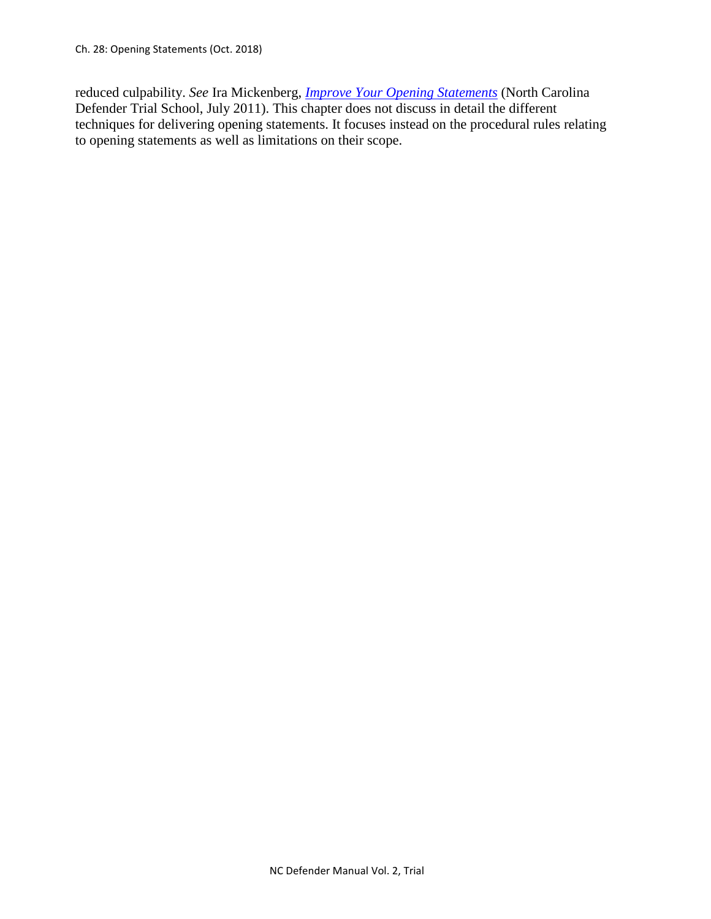reduced culpability. *See* Ira Mickenberg, [*Improve Your Opening Statements*]() (North Carolina Defender Trial School, July 2011). This chapter does not discuss in detail the different techniques for delivering opening statements. It focuses instead on the procedural rules relating to opening statements as well as limitations on their scope.